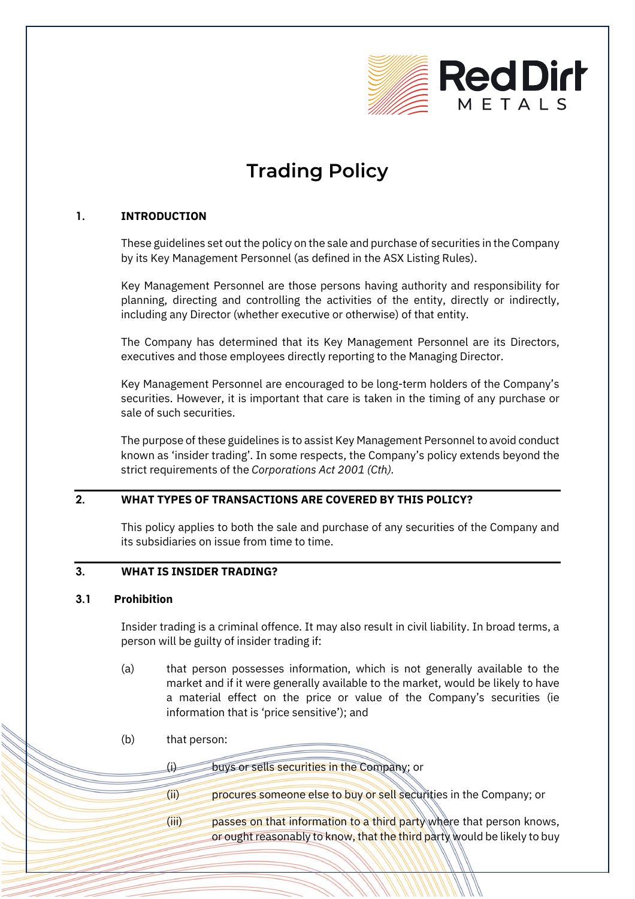# Trading Policy

## 1. INTRODUCTION

These guidelines set out the policy on the sale and purchase of securities in the Company by its Key Management Personnel (as defined in the ASX Listing Rules).

Key Management Personnel are those persons having authority and responsibility for planning, directing and controlling the activities of the entity, directly or indirectly, including any Director (whether executive or otherwise) of that entity.

The Company has determined that its Key Management Personnel are its Directors, executives and those employees directly reporting to the Managing Director.

Key Management Personnel are encouraged to be long-term holders of the Company's securities. However, it is important that care is taken in the timing of any purchase or sale of such securities.

The purpose of these guidelines is to assist Key Management Personnel to avoid conduct known as 'insider trading'. In some respects, the Company's policy extends beyond the strict requirements of the *Corporations Act 2001 (Cth).*

## 2. WHAT TYPES OF TRANSACTIONS ARE COVERED BY THIS POLICY?

This policy applies to both the sale and purchase of any securities of the Company and its subsidiaries on issue from time to time.

## 3. WHAT IS INSIDER TRADING?

### 3.1 Prohibition

Insider trading is a criminal offence. It may also result in civil liability. In broad terms, a person will be guilty of insider trading if:

(a) that person possesses information, which is not generally available to the market and if it were generally available to the market, would be likely to have a material effect on the price or value of the Company's securities (ie information that is 'price sensitive'); and

(b) that person:

(i) buys or sells securities in the Company; or

(ii) procures someone else to buy or sell securities in the Company; or

(iii) passes on that information to a third party where that person knows, or ought reasonably to know, that the third party would be likely to buy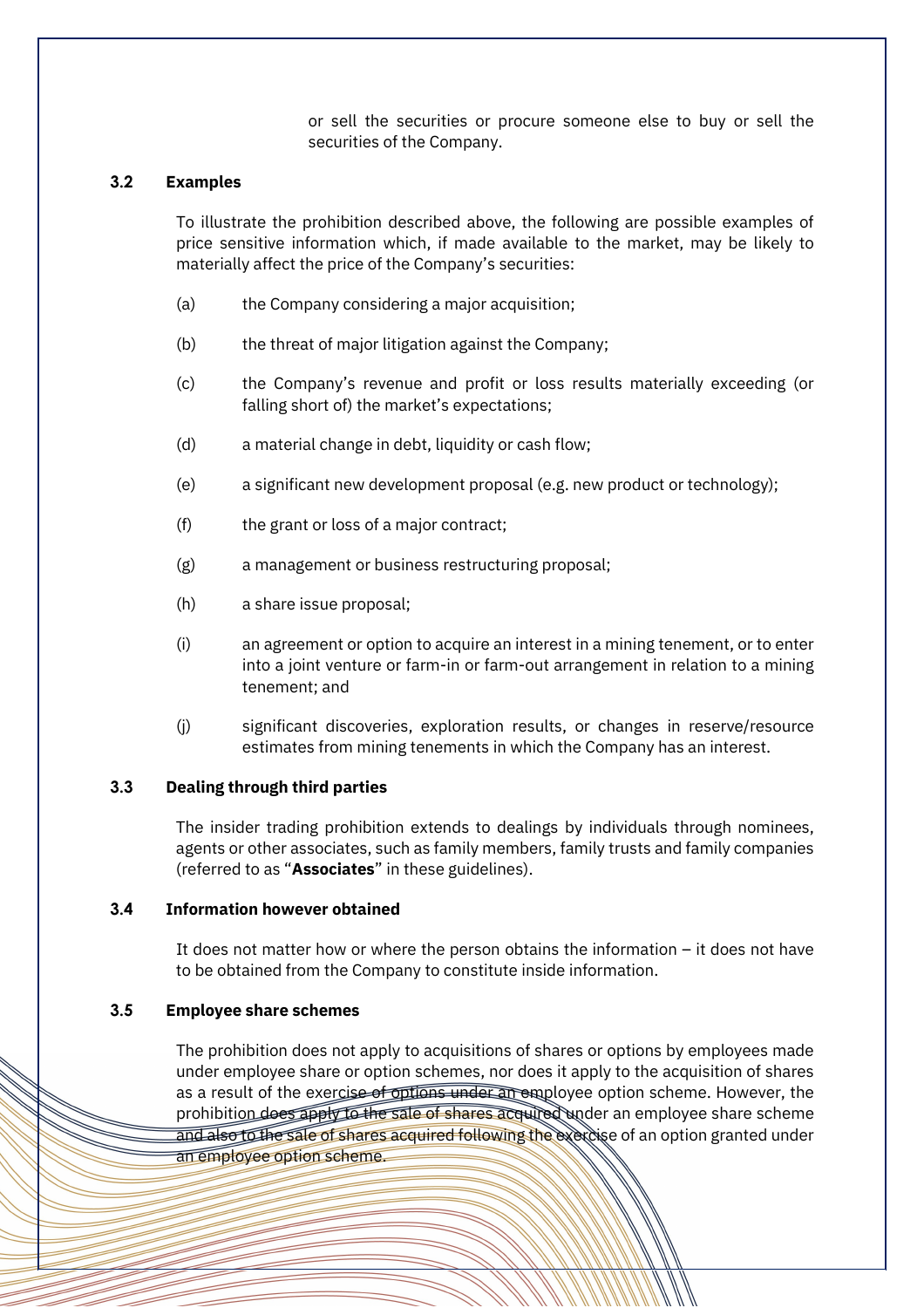or sell the securities or procure someone else to buy or sell the securities of the Company.

### 3.2 Examples

To illustrate the prohibition described above, the following are possible examples of price sensitive information which, if made available to the market, may be likely to materially affect the price of the Company's securities:

(a) the Company considering a major acquisition;

(b) the threat of major litigation against the Company;

(c) the Company's revenue and profit or loss results materially exceeding (or falling short of) the market's expectations;

(d) a material change in debt, liquidity or cash flow;

(e) a significant new development proposal (e.g. new product or technology);

(f) the grant or loss of a major contract;

(g) a management or business restructuring proposal;

(h) a share issue proposal;

(i) an agreement or option to acquire an interest in a mining tenement, or to enter into a joint venture or farm-in or farm-out arrangement in relation to a mining tenement; and

(j) significant discoveries, exploration results, or changes in reserve/resource estimates from mining tenements in which the Company has an interest.

### 3.3 Dealing through third parties

The insider trading prohibition extends to dealings by individuals through nominees, agents or other associates, such as family members, family trusts and family companies (referred to as "**Associates**" in these guidelines).

### 3.4 Information however obtained

It does not matter how or where the person obtains the information – it does not have to be obtained from the Company to constitute inside information.

### 3.5 Employee share schemes

The prohibition does not apply to acquisitions of shares or options by employees made under employee share or option schemes, nor does it apply to the acquisition of shares as a result of the exercise of options under an employee option scheme. However, the prohibition does apply to the sale of shares acquired under an employee share scheme and also to the sale of shares acquired following the exercise of an option granted under an employee option scheme.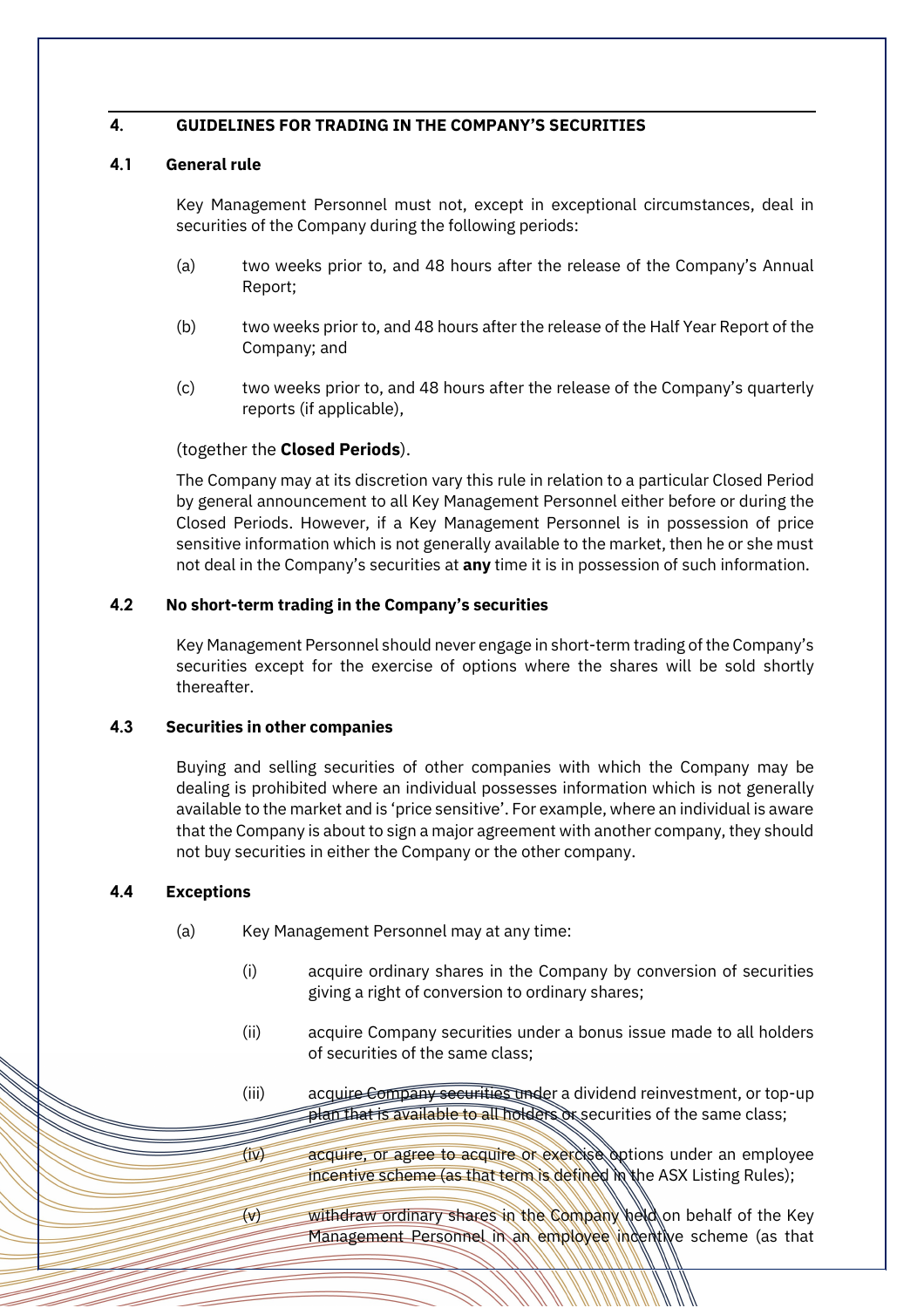## 4. GUIDELINES FOR TRADING IN THE COMPANY'S SECURITIES

### 4.1 General rule

Key Management Personnel must not, except in exceptional circumstances, deal in securities of the Company during the following periods:

(a) two weeks prior to, and 48 hours after the release of the Company's Annual Report;

(b) two weeks prior to, and 48 hours after the release of the Half Year Report of the Company; and

(c) two weeks prior to, and 48 hours after the release of the Company's quarterly reports (if applicable),

(together the **Closed Periods**).

The Company may at its discretion vary this rule in relation to a particular Closed Period by general announcement to all Key Management Personnel either before or during the Closed Periods. However, if a Key Management Personnel is in possession of price sensitive information which is not generally available to the market, then he or she must not deal in the Company's securities at **any** time it is in possession of such information.

### 4.2 No short-term trading in the Company's securities

Key Management Personnel should never engage in short-term trading of the Company's securities except for the exercise of options where the shares will be sold shortly thereafter.

### 4.3 Securities in other companies

Buying and selling securities of other companies with which the Company may be dealing is prohibited where an individual possesses information which is not generally available to the market and is 'price sensitive'. For example, where an individual is aware that the Company is about to sign a major agreement with another company, they should not buy securities in either the Company or the other company.

### 4.4 Exceptions

(a) Key Management Personnel may at any time:

(i) acquire ordinary shares in the Company by conversion of securities giving a right of conversion to ordinary shares;

(ii) acquire Company securities under a bonus issue made to all holders of securities of the same class;

(iii) acquire Company securities under a dividend reinvestment, or top-up plan that is available to all holders or securities of the same class;

(iv) acquire, or agree to acquire or exercise options under an employee incentive scheme (as that term is defined in the ASX Listing Rules);

(v) withdraw ordinary shares in the Company held on behalf of the Key Management Personnel in an employee incentive scheme (as that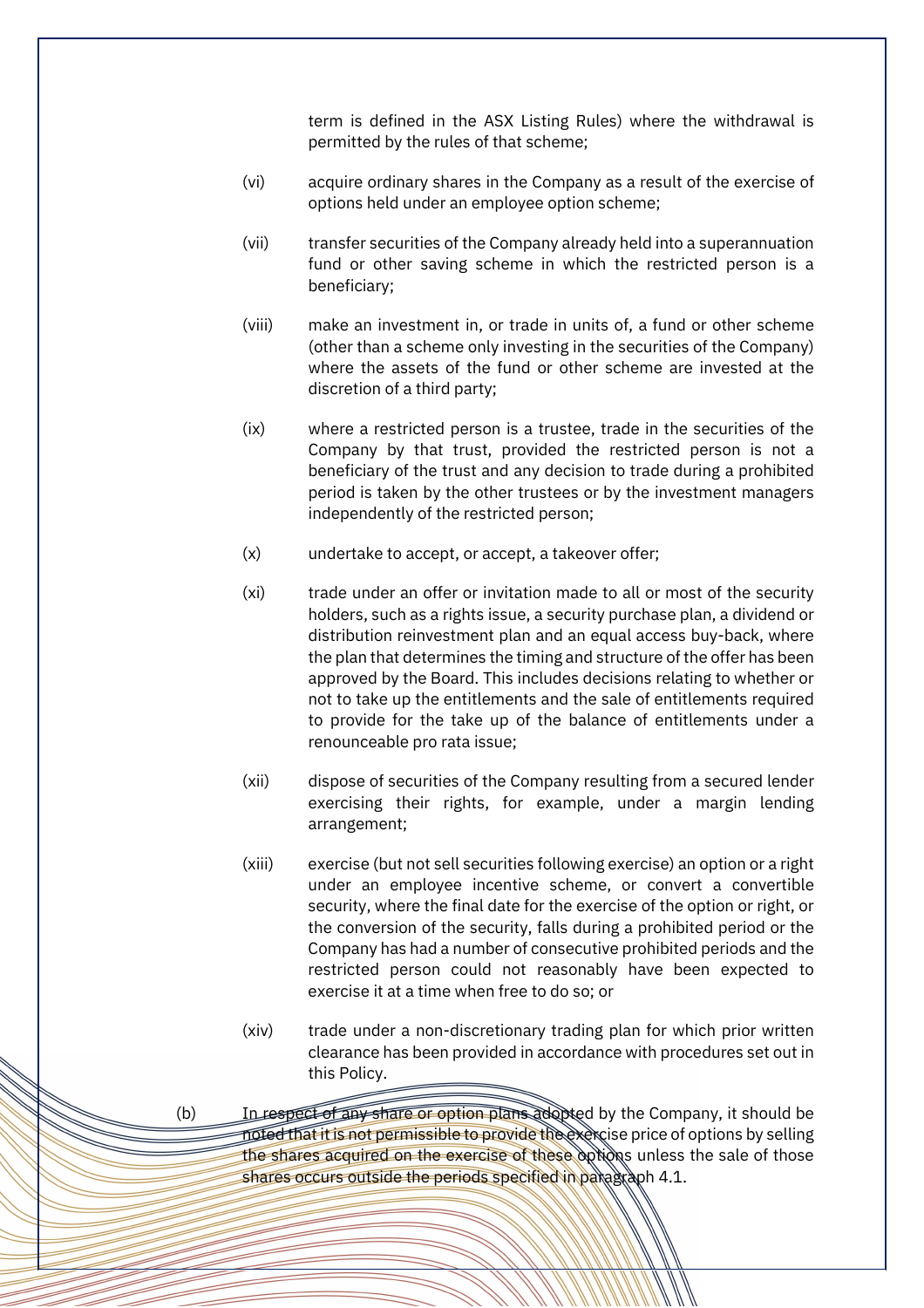term is defined in the ASX Listing Rules) where the withdrawal is permitted by the rules of that scheme;

(vi) acquire ordinary shares in the Company as a result of the exercise of options held under an employee option scheme;

(vii) transfer securities of the Company already held into a superannuation fund or other saving scheme in which the restricted person is a beneficiary;

(viii) make an investment in, or trade in units of, a fund or other scheme (other than a scheme only investing in the securities of the Company) where the assets of the fund or other scheme are invested at the discretion of a third party;

(ix) where a restricted person is a trustee, trade in the securities of the Company by that trust, provided the restricted person is not a beneficiary of the trust and any decision to trade during a prohibited period is taken by the other trustees or by the investment managers independently of the restricted person;

(x) undertake to accept, or accept, a takeover offer;

(xi) trade under an offer or invitation made to all or most of the security holders, such as a rights issue, a security purchase plan, a dividend or distribution reinvestment plan and an equal access buy-back, where the plan that determines the timing and structure of the offer has been approved by the Board. This includes decisions relating to whether or not to take up the entitlements and the sale of entitlements required to provide for the take up of the balance of entitlements under a renounceable pro rata issue;

(xii) dispose of securities of the Company resulting from a secured lender exercising their rights, for example, under a margin lending arrangement;

(xiii) exercise (but not sell securities following exercise) an option or a right under an employee incentive scheme, or convert a convertible security, where the final date for the exercise of the option or right, or the conversion of the security, falls during a prohibited period or the Company has had a number of consecutive prohibited periods and the restricted person could not reasonably have been expected to exercise it at a time when free to do so; or

(xiv) trade under a non-discretionary trading plan for which prior written clearance has been provided in accordance with procedures set out in this Policy.

(b) In respect of any share or option plans adopted by the Company, it should be noted that it is not permissible to provide the exercise price of options by selling the shares acquired on the exercise of these options unless the sale of those shares occurs outside the periods specified in paragraph 4.1.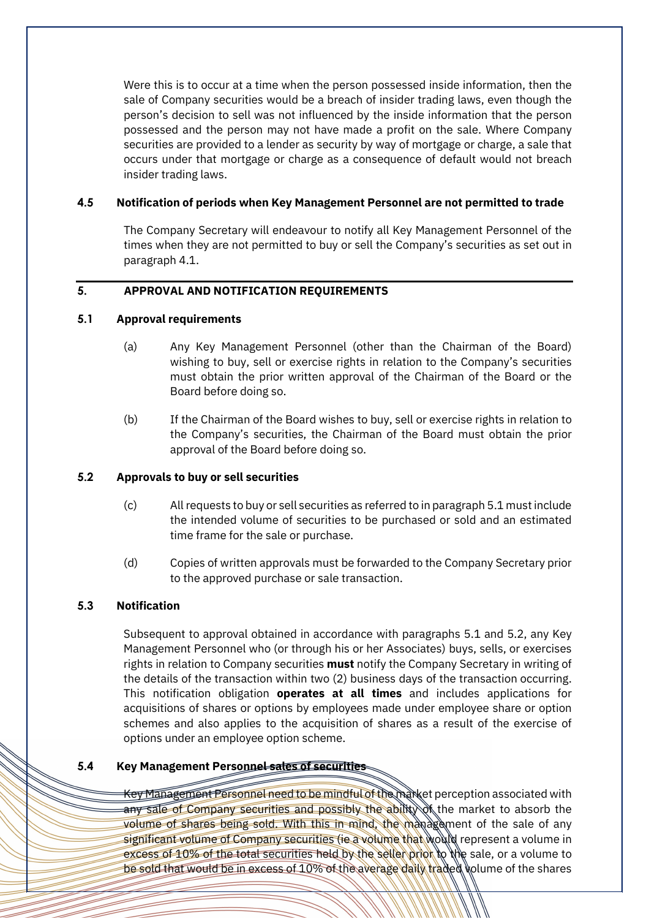Were this is to occur at a time when the person possessed inside information, then the sale of Company securities would be a breach of insider trading laws, even though the person's decision to sell was not influenced by the inside information that the person possessed and the person may not have made a profit on the sale. Where Company securities are provided to a lender as security by way of mortgage or charge, a sale that occurs under that mortgage or charge as a consequence of default would not breach insider trading laws.

### 4.5 Notification of periods when Key Management Personnel are not permitted to trade

The Company Secretary will endeavour to notify all Key Management Personnel of the times when they are not permitted to buy or sell the Company's securities as set out in paragraph 4.1.

## 5. APPROVAL AND NOTIFICATION REQUIREMENTS

### 5.1 Approval requirements

(a) Any Key Management Personnel (other than the Chairman of the Board) wishing to buy, sell or exercise rights in relation to the Company's securities must obtain the prior written approval of the Chairman of the Board or the Board before doing so.

(b) If the Chairman of the Board wishes to buy, sell or exercise rights in relation to the Company's securities, the Chairman of the Board must obtain the prior approval of the Board before doing so.

### 5.2 Approvals to buy or sell securities

(c) All requests to buy or sell securities as referred to in paragraph 5.1 must include the intended volume of securities to be purchased or sold and an estimated time frame for the sale or purchase.

(d) Copies of written approvals must be forwarded to the Company Secretary prior to the approved purchase or sale transaction.

### 5.3 Notification

Subsequent to approval obtained in accordance with paragraphs 5.1 and 5.2, any Key Management Personnel who (or through his or her Associates) buys, sells, or exercises rights in relation to Company securities **must** notify the Company Secretary in writing of the details of the transaction within two (2) business days of the transaction occurring. This notification obligation **operates at all times** and includes applications for acquisitions of shares or options by employees made under employee share or option schemes and also applies to the acquisition of shares as a result of the exercise of options under an employee option scheme.

### 5.4 Key Management Personnel sales of securities

Key Management Personnel need to be mindful of the market perception associated with any sale of Company securities and possibly the ability of the market to absorb the volume of shares being sold. With this in mind, the management of the sale of any significant volume of Company securities (ie a volume that would represent a volume in excess of 10% of the total securities held by the seller prior to the sale, or a volume to be sold that would be in excess of 10% of the average daily traded volume of the shares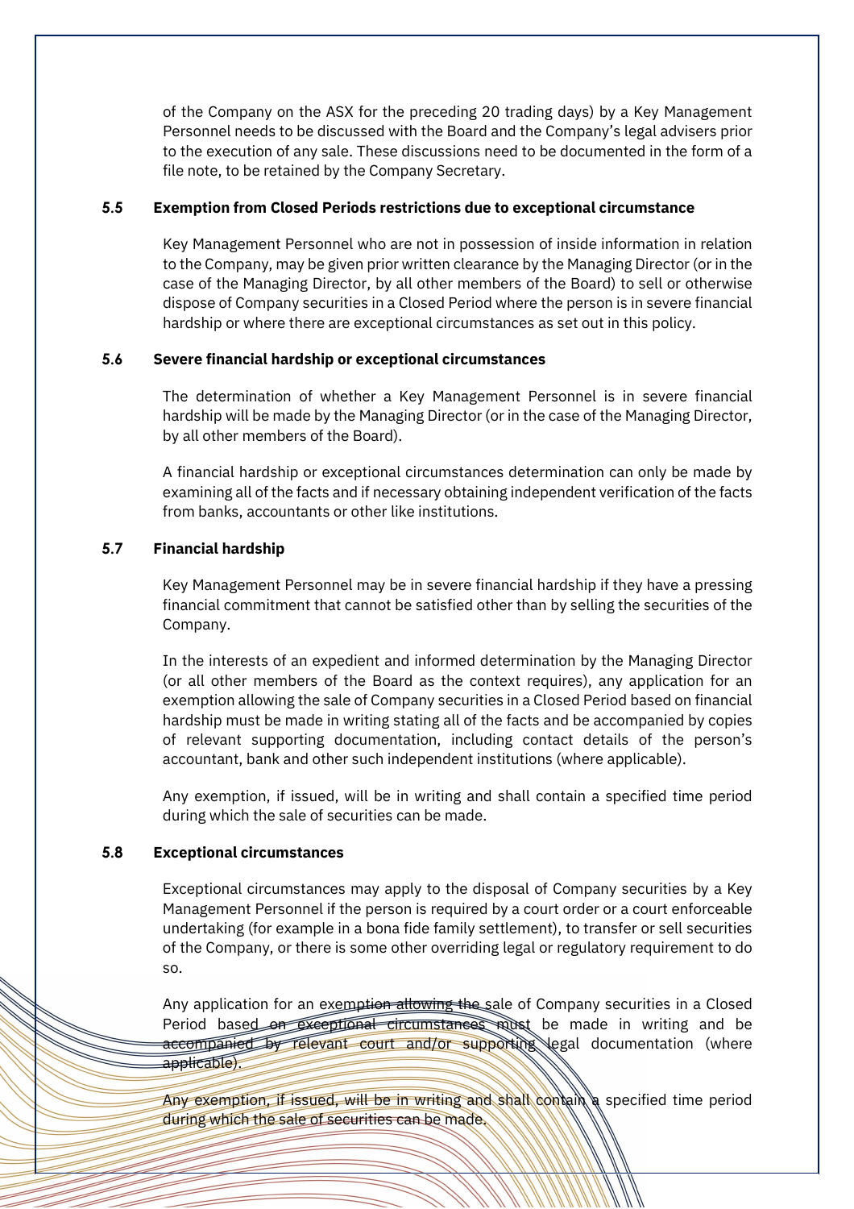of the Company on the ASX for the preceding 20 trading days) by a Key Management Personnel needs to be discussed with the Board and the Company's legal advisers prior to the execution of any sale. These discussions need to be documented in the form of a file note, to be retained by the Company Secretary.

### 5.5 Exemption from Closed Periods restrictions due to exceptional circumstance

Key Management Personnel who are not in possession of inside information in relation to the Company, may be given prior written clearance by the Managing Director (or in the case of the Managing Director, by all other members of the Board) to sell or otherwise dispose of Company securities in a Closed Period where the person is in severe financial hardship or where there are exceptional circumstances as set out in this policy.

### 5.6 Severe financial hardship or exceptional circumstances

The determination of whether a Key Management Personnel is in severe financial hardship will be made by the Managing Director (or in the case of the Managing Director, by all other members of the Board).

A financial hardship or exceptional circumstances determination can only be made by examining all of the facts and if necessary obtaining independent verification of the facts from banks, accountants or other like institutions.

### 5.7 Financial hardship

Key Management Personnel may be in severe financial hardship if they have a pressing financial commitment that cannot be satisfied other than by selling the securities of the Company.

In the interests of an expedient and informed determination by the Managing Director (or all other members of the Board as the context requires), any application for an exemption allowing the sale of Company securities in a Closed Period based on financial hardship must be made in writing stating all of the facts and be accompanied by copies of relevant supporting documentation, including contact details of the person's accountant, bank and other such independent institutions (where applicable).

Any exemption, if issued, will be in writing and shall contain a specified time period during which the sale of securities can be made.

### 5.8 Exceptional circumstances

Exceptional circumstances may apply to the disposal of Company securities by a Key Management Personnel if the person is required by a court order or a court enforceable undertaking (for example in a bona fide family settlement), to transfer or sell securities of the Company, or there is some other overriding legal or regulatory requirement to do so.

Any application for an exemption allowing the sale of Company securities in a Closed Period based on exceptional circumstances must be made in writing and be accompanied by relevant court and/or supporting legal documentation (where applicable).

Any exemption, if issued, will be in writing and shall contain a specified time period during which the sale of securities can be made.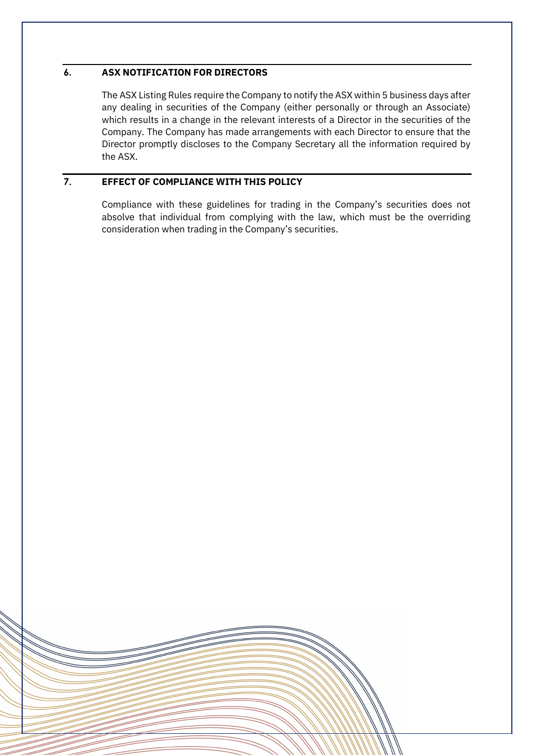## 6. ASX NOTIFICATION FOR DIRECTORS

The ASX Listing Rules require the Company to notify the ASX within 5 business days after any dealing in securities of the Company (either personally or through an Associate) which results in a change in the relevant interests of a Director in the securities of the Company. The Company has made arrangements with each Director to ensure that the Director promptly discloses to the Company Secretary all the information required by the ASX.

## 7. EFFECT OF COMPLIANCE WITH THIS POLICY

Compliance with these guidelines for trading in the Company's securities does not absolve that individual from complying with the law, which must be the overriding consideration when trading in the Company's securities.